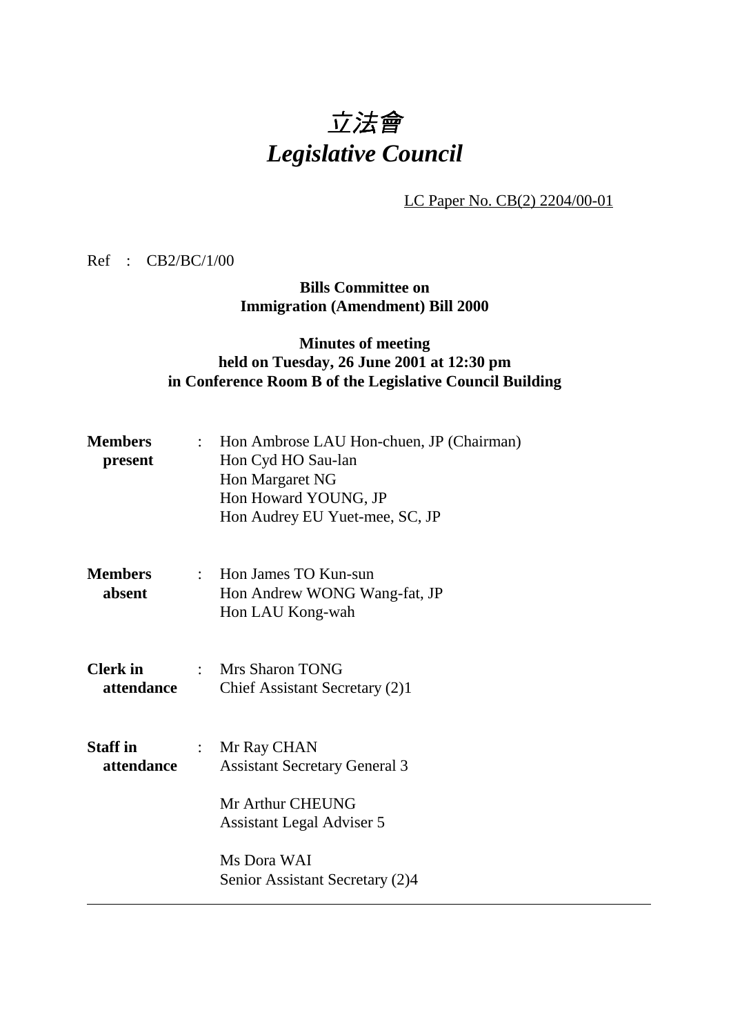# 立法會
# *Legislative Council*

LC Paper No. CB(2) 2204/00-01

Ref : CB2/BC/1/00

**Bills Committee on**
**Immigration (Amendment) Bill 2000**

**Minutes of meeting**
**held on Tuesday, 26 June 2001 at 12:30 pm**
**in Conference Room B of the Legislative Council Building**

| | | |
|---|---|---|
| **Members present** | : | Hon Ambrose LAU Hon-chuen, JP (Chairman)<br>Hon Cyd HO Sau-lan<br>Hon Margaret NG<br>Hon Howard YOUNG, JP<br>Hon Audrey EU Yuet-mee, SC, JP |
| **Members absent** | : | Hon James TO Kun-sun<br>Hon Andrew WONG Wang-fat, JP<br>Hon LAU Kong-wah |
| **Clerk in attendance** | : | Mrs Sharon TONG<br>Chief Assistant Secretary (2)1 |
| **Staff in attendance** | : | Mr Ray CHAN<br>Assistant Secretary General 3<br><br>Mr Arthur CHEUNG<br>Assistant Legal Adviser 5<br><br>Ms Dora WAI<br>Senior Assistant Secretary (2)4 |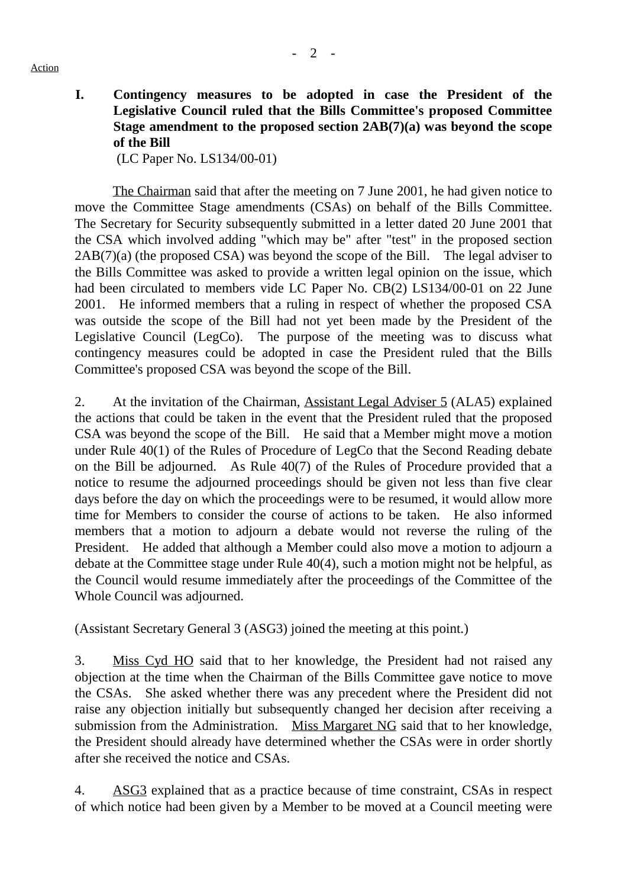Action

## I. Contingency measures to be adopted in case the President of the Legislative Council ruled that the Bills Committee's proposed Committee Stage amendment to the proposed section 2AB(7)(a) was beyond the scope of the Bill

(LC Paper No. LS134/00-01)

The Chairman said that after the meeting on 7 June 2001, he had given notice to move the Committee Stage amendments (CSAs) on behalf of the Bills Committee. The Secretary for Security subsequently submitted in a letter dated 20 June 2001 that the CSA which involved adding "which may be" after "test" in the proposed section 2AB(7)(a) (the proposed CSA) was beyond the scope of the Bill. The legal adviser to the Bills Committee was asked to provide a written legal opinion on the issue, which had been circulated to members vide LC Paper No. CB(2) LS134/00-01 on 22 June 2001. He informed members that a ruling in respect of whether the proposed CSA was outside the scope of the Bill had not yet been made by the President of the Legislative Council (LegCo). The purpose of the meeting was to discuss what contingency measures could be adopted in case the President ruled that the Bills Committee's proposed CSA was beyond the scope of the Bill.

2. At the invitation of the Chairman, Assistant Legal Adviser 5 (ALA5) explained the actions that could be taken in the event that the President ruled that the proposed CSA was beyond the scope of the Bill. He said that a Member might move a motion under Rule 40(1) of the Rules of Procedure of LegCo that the Second Reading debate on the Bill be adjourned. As Rule 40(7) of the Rules of Procedure provided that a notice to resume the adjourned proceedings should be given not less than five clear days before the day on which the proceedings were to be resumed, it would allow more time for Members to consider the course of actions to be taken. He also informed members that a motion to adjourn a debate would not reverse the ruling of the President. He added that although a Member could also move a motion to adjourn a debate at the Committee stage under Rule 40(4), such a motion might not be helpful, as the Council would resume immediately after the proceedings of the Committee of the Whole Council was adjourned.

(Assistant Secretary General 3 (ASG3) joined the meeting at this point.)

3. Miss Cyd HO said that to her knowledge, the President had not raised any objection at the time when the Chairman of the Bills Committee gave notice to move the CSAs. She asked whether there was any precedent where the President did not raise any objection initially but subsequently changed her decision after receiving a submission from the Administration. Miss Margaret NG said that to her knowledge, the President should already have determined whether the CSAs were in order shortly after she received the notice and CSAs.

4. ASG3 explained that as a practice because of time constraint, CSAs in respect of which notice had been given by a Member to be moved at a Council meeting were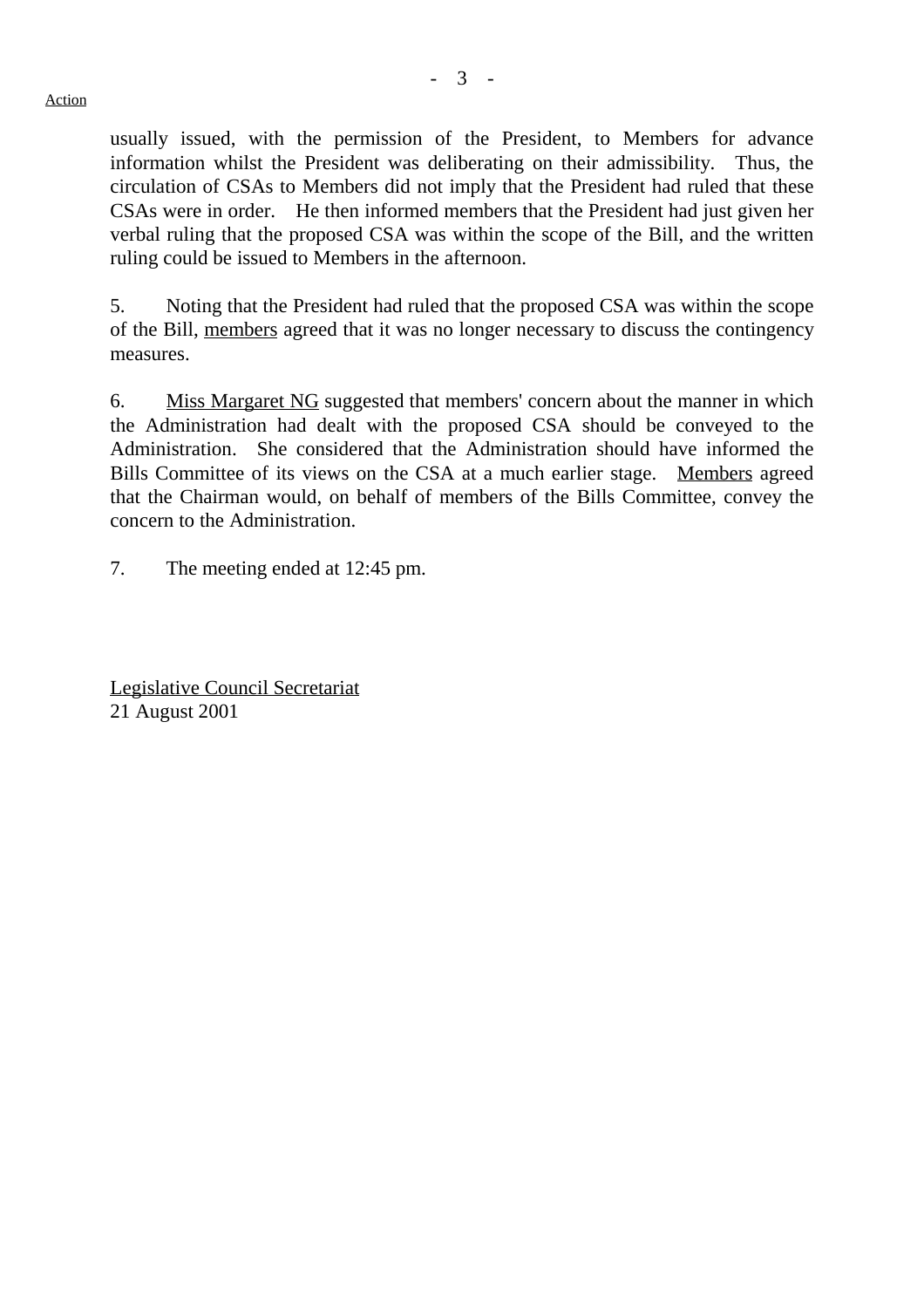Action

usually issued, with the permission of the President, to Members for advance information whilst the President was deliberating on their admissibility. Thus, the circulation of CSAs to Members did not imply that the President had ruled that these CSAs were in order. He then informed members that the President had just given her verbal ruling that the proposed CSA was within the scope of the Bill, and the written ruling could be issued to Members in the afternoon.

5. Noting that the President had ruled that the proposed CSA was within the scope of the Bill, members agreed that it was no longer necessary to discuss the contingency measures.

6. Miss Margaret NG suggested that members' concern about the manner in which the Administration had dealt with the proposed CSA should be conveyed to the Administration. She considered that the Administration should have informed the Bills Committee of its views on the CSA at a much earlier stage. Members agreed that the Chairman would, on behalf of members of the Bills Committee, convey the concern to the Administration.

7. The meeting ended at 12:45 pm.

Legislative Council Secretariat
21 August 2001